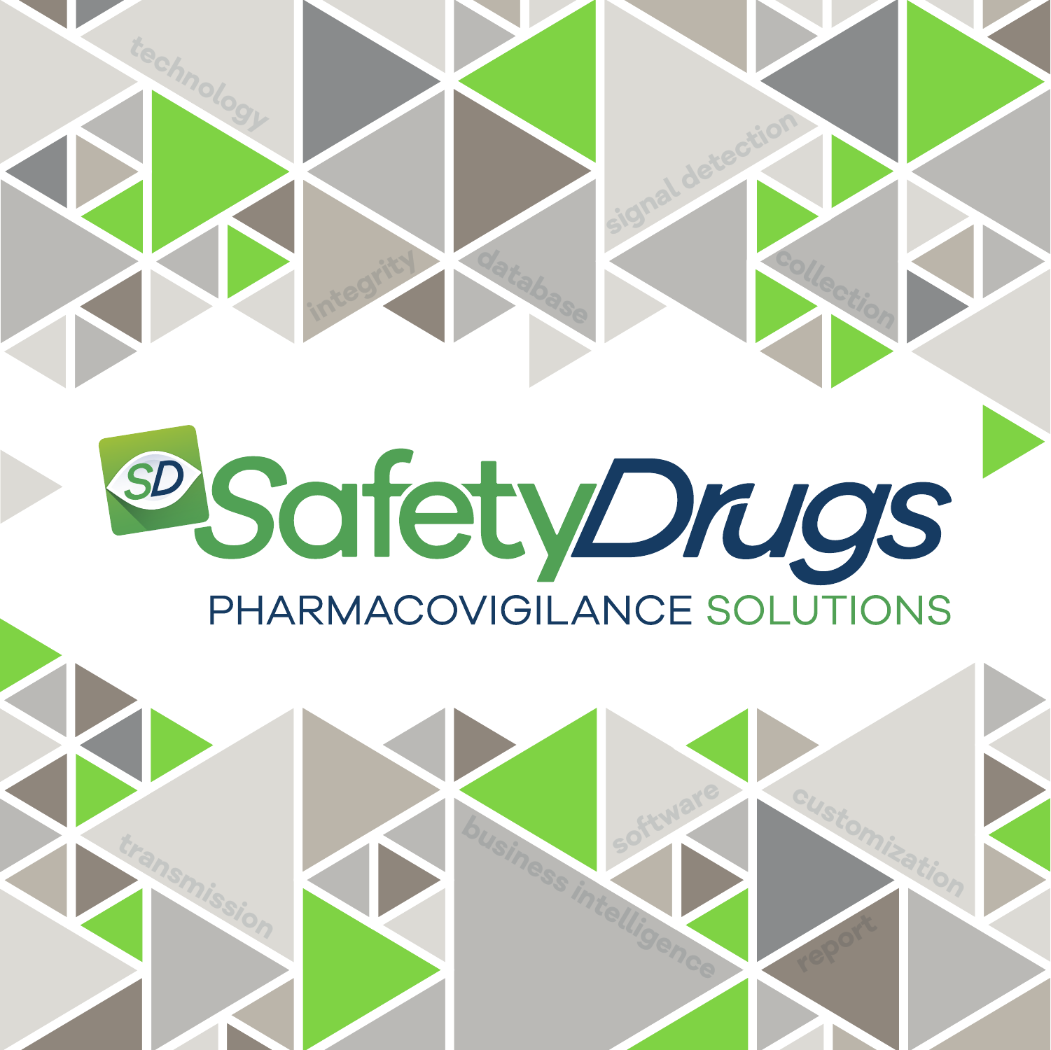# SafetyDrugs

## PHARMACOVIGILANCE SOLUTIONS

technology

signal detection

integrity

database

collection

transmission

business intelligence

software

customization

report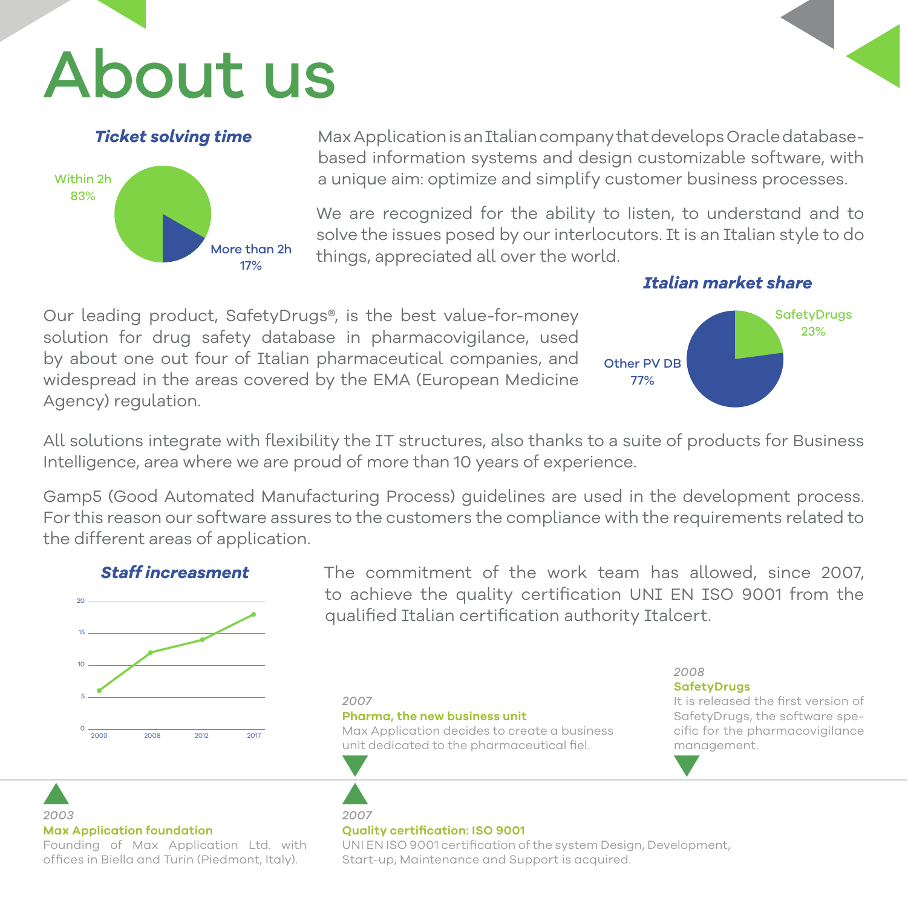# About us

Max Application is an Italian company that develops Oracle database-based information systems and design customizable software, with a unique aim: optimize and simplify customer business processes.

We are recognized for the ability to listen, to understand and to solve the issues posed by our interlocutors. It is an Italian style to do things, appreciated all over the world.

***Ticket solving time***

Within 2h 83%

More than 2h 17%

Our leading product, SafetyDrugs®, is the best value-for-money solution for drug safety database in pharmacovigilance, used by about one out four of Italian pharmaceutical companies, and widespread in the areas covered by the EMA (European Medicine Agency) regulation.

***Italian market share***

SafetyDrugs 23%

Other PV DB 77%

All solutions integrate with flexibility the IT structures, also thanks to a suite of products for Business Intelligence, area where we are proud of more than 10 years of experience.

Gamp5 (Good Automated Manufacturing Process) guidelines are used in the development process. For this reason our software assures to the customers the compliance with the requirements related to the different areas of application.

***Staff increasment***

The commitment of the work team has allowed, since 2007, to achieve the quality certification UNI EN ISO 9001 from the qualified Italian certification authority Italcert.

*2003*
**Max Application foundation**
Founding of Max Application Ltd. with offices in Biella and Turin (Piedmont, Italy).

*2007*
**Pharma, the new business unit**
Max Application decides to create a business unit dedicated to the pharmaceutical fiel.

*2007*
**Quality certification: ISO 9001**
UNI EN ISO 9001 certification of the system Design, Development, Start-up, Maintenance and Support is acquired.

*2008*
**SafetyDrugs**
It is released the first version of SafetyDrugs, the software specific for the pharmacovigilance management.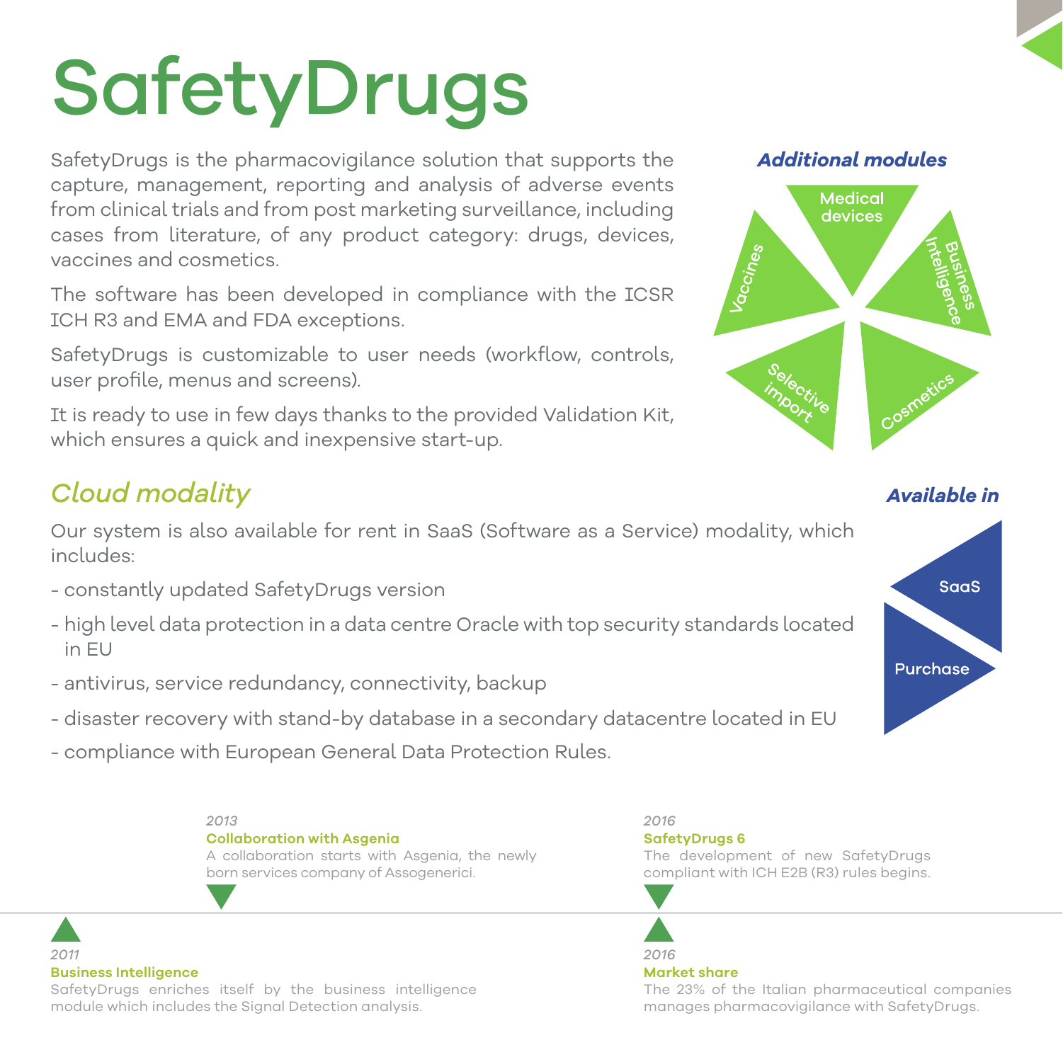# SafetyDrugs

SafetyDrugs is the pharmacovigilance solution that supports the capture, management, reporting and analysis of adverse events from clinical trials and from post marketing surveillance, including cases from literature, of any product category: drugs, devices, vaccines and cosmetics.

The software has been developed in compliance with the ICSR ICH R3 and EMA and FDA exceptions.

SafetyDrugs is customizable to user needs (workflow, controls, user profile, menus and screens).

It is ready to use in few days thanks to the provided Validation Kit, which ensures a quick and inexpensive start-up.

### *Additional modules*

- Medical devices
- Business Intelligence
- Cosmetics
- Selective import
- Vaccines

## *Cloud modality*

Our system is also available for rent in SaaS (Software as a Service) modality, which includes:

- constantly updated SafetyDrugs version
- high level data protection in a data centre Oracle with top security standards located in EU
- antivirus, service redundancy, connectivity, backup
- disaster recovery with stand-by database in a secondary datacentre located in EU
- compliance with European General Data Protection Rules.

### *Available in*

- SaaS
- Purchase

*2011*
**Business Intelligence**
SafetyDrugs enriches itself by the business intelligence module which includes the Signal Detection analysis.

*2013*
**Collaboration with Asgenia**
A collaboration starts with Asgenia, the newly born services company of Assogenerici.

*2016*
**SafetyDrugs 6**
The development of new SafetyDrugs compliant with ICH E2B (R3) rules begins.

*2016*
**Market share**
The 23% of the Italian pharmaceutical companies manages pharmacovigilance with SafetyDrugs.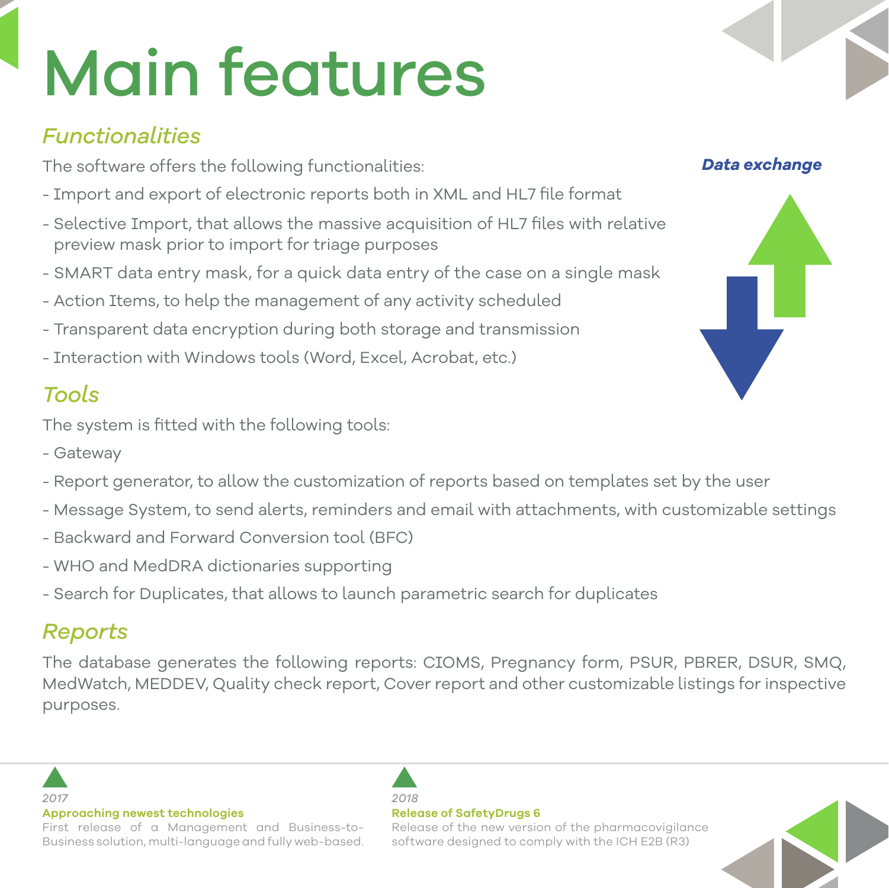# Main features

## *Functionalities*

The software offers the following functionalities:

- Import and export of electronic reports both in XML and HL7 file format
- Selective Import, that allows the massive acquisition of HL7 files with relative preview mask prior to import for triage purposes
- SMART data entry mask, for a quick data entry of the case on a single mask
- Action Items, to help the management of any activity scheduled
- Transparent data encryption during both storage and transmission
- Interaction with Windows tools (Word, Excel, Acrobat, etc.)

***Data exchange***

## *Tools*

The system is fitted with the following tools:

- Gateway
- Report generator, to allow the customization of reports based on templates set by the user
- Message System, to send alerts, reminders and email with attachments, with customizable settings
- Backward and Forward Conversion tool (BFC)
- WHO and MedDRA dictionaries supporting
- Search for Duplicates, that allows to launch parametric search for duplicates

## *Reports*

The database generates the following reports: CIOMS, Pregnancy form, PSUR, PBRER, DSUR, SMQ, MedWatch, MEDDEV, Quality check report, Cover report and other customizable listings for inspective purposes.

---

*2017*

**Approaching newest technologies**

First release of a Management and Business-to-Business solution, multi-language and fully web-based.

*2018*

**Release of SafetyDrugs 6**

Release of the new version of the pharmacovigilance software designed to comply with the ICH E2B (R3)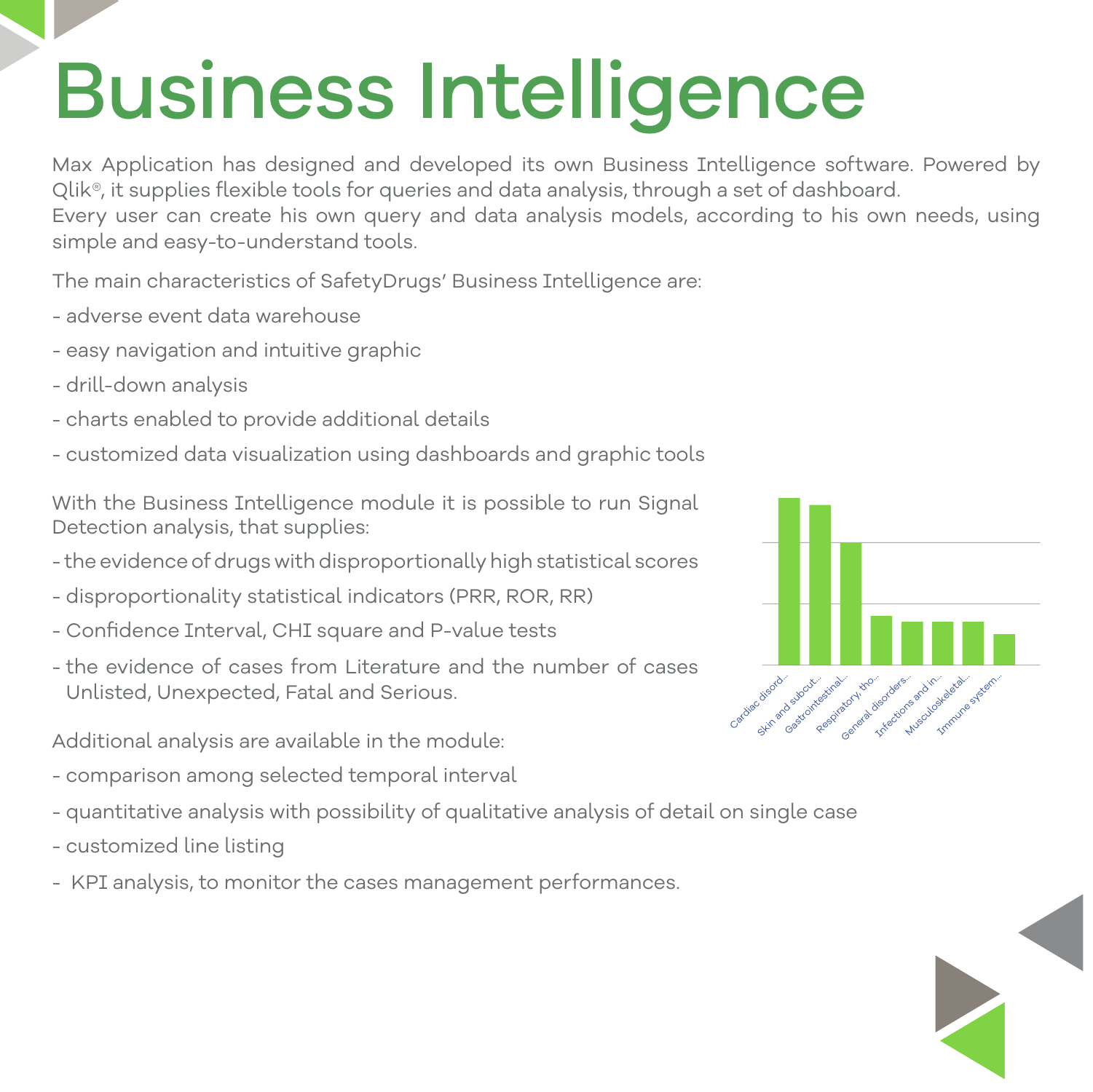# Business Intelligence

Max Application has designed and developed its own Business Intelligence software. Powered by Qlik®, it supplies flexible tools for queries and data analysis, through a set of dashboard.
Every user can create his own query and data analysis models, according to his own needs, using simple and easy-to-understand tools.

The main characteristics of SafetyDrugs' Business Intelligence are:

- adverse event data warehouse
- easy navigation and intuitive graphic
- drill-down analysis
- charts enabled to provide additional details
- customized data visualization using dashboards and graphic tools

With the Business Intelligence module it is possible to run Signal Detection analysis, that supplies:

- the evidence of drugs with disproportionally high statistical scores
- disproportionality statistical indicators (PRR, ROR, RR)
- Confidence Interval, CHI square and P-value tests
- the evidence of cases from Literature and the number of cases Unlisted, Unexpected, Fatal and Serious.

Cardiac disord... Skin and subcut... Gastrointestinal... Respiratory, tho... General disorders... Infections and in... Musculoskeletal... Immune system...

Additional analysis are available in the module:

- comparison among selected temporal interval
- quantitative analysis with possibility of qualitative analysis of detail on single case
- customized line listing
- KPI analysis, to monitor the cases management performances.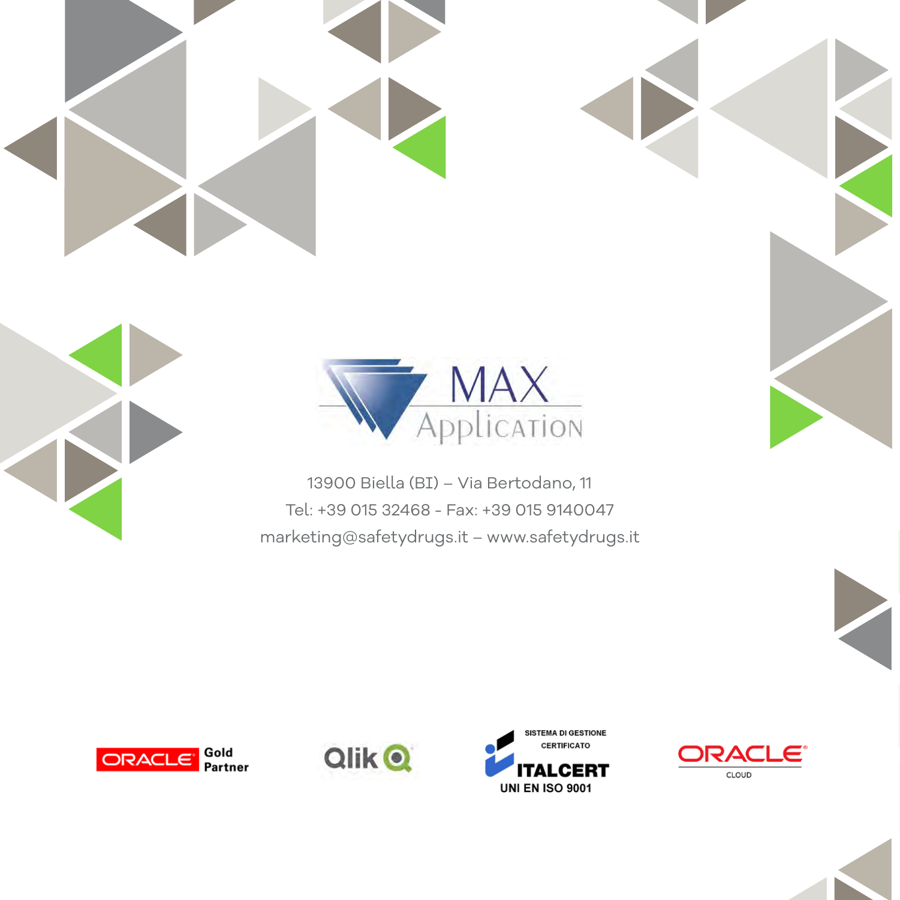MAX Application

13900 Biella (BI) – Via Bertodano, 11

Tel: +39 015 32468 - Fax: +39 015 9140047

marketing@safetydrugs.it – www.safetydrugs.it

ORACLE Gold Partner

Qlik

SISTEMA DI GESTIONE CERTIFICATO ITALCERT UNI EN ISO 9001

ORACLE CLOUD